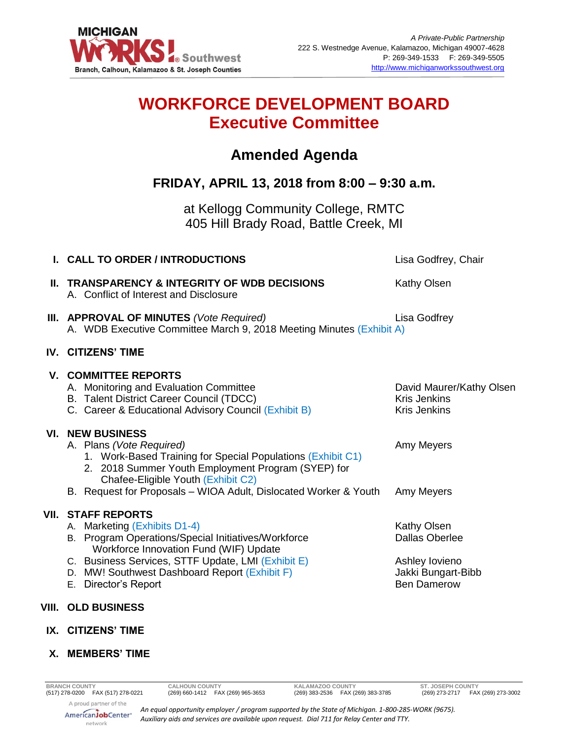MICHIGAN WORKS! Southwest
Branch, Calhoun, Kalamazoo & St. Joseph Counties

*A Private-Public Partnership*
222 S. Westnedge Avenue, Kalamazoo, Michigan 49007-4628
P: 269-349-1533 F: 269-349-5505
http://www.michiganworkssouthwest.org

# WORKFORCE DEVELOPMENT BOARD
# Executive Committee

## Amended Agenda

### FRIDAY, APRIL 13, 2018 from 8:00 – 9:30 a.m.

at Kellogg Community College, RMTC
405 Hill Brady Road, Battle Creek, MI

**I. CALL TO ORDER / INTRODUCTIONS** — Lisa Godfrey, Chair

**II. TRANSPARENCY & INTEGRITY OF WDB DECISIONS** — Kathy Olsen
- A. Conflict of Interest and Disclosure

**III. APPROVAL OF MINUTES** *(Vote Required)* — Lisa Godfrey
- A. WDB Executive Committee March 9, 2018 Meeting Minutes (Exhibit A)

**IV. CITIZENS' TIME**

**V. COMMITTEE REPORTS**
- A. Monitoring and Evaluation Committee — David Maurer/Kathy Olsen
- B. Talent District Career Council (TDCC) — Kris Jenkins
- C. Career & Educational Advisory Council (Exhibit B) — Kris Jenkins

**VI. NEW BUSINESS**
- A. Plans *(Vote Required)* — Amy Meyers
  1. Work-Based Training for Special Populations (Exhibit C1)
  2. 2018 Summer Youth Employment Program (SYEP) for Chafee-Eligible Youth (Exhibit C2)
- B. Request for Proposals – WIOA Adult, Dislocated Worker & Youth — Amy Meyers

**VII. STAFF REPORTS**
- A. Marketing (Exhibits D1-4) — Kathy Olsen
- B. Program Operations/Special Initiatives/Workforce Workforce Innovation Fund (WIF) Update — Dallas Oberlee
- C. Business Services, STTF Update, LMI (Exhibit E) — Ashley Iovieno
- D. MW! Southwest Dashboard Report (Exhibit F) — Jakki Bungart-Bibb
- E. Director's Report — Ben Damerow

**VIII. OLD BUSINESS**

**IX. CITIZENS' TIME**

**X. MEMBERS' TIME**

| BRANCH COUNTY | CALHOUN COUNTY | KALAMAZOO COUNTY | ST. JOSEPH COUNTY |
|---|---|---|---|
| (517) 278-0200 FAX (517) 278-0221 | (269) 660-1412 FAX (269) 965-3653 | (269) 383-2536 FAX (269) 383-3785 | (269) 273-2717 FAX (269) 273-3002 |

A proud partner of the AmericanJobCenter network

*An equal opportunity employer / program supported by the State of Michigan. 1-800-285-WORK (9675). Auxiliary aids and services are available upon request. Dial 711 for Relay Center and TTY.*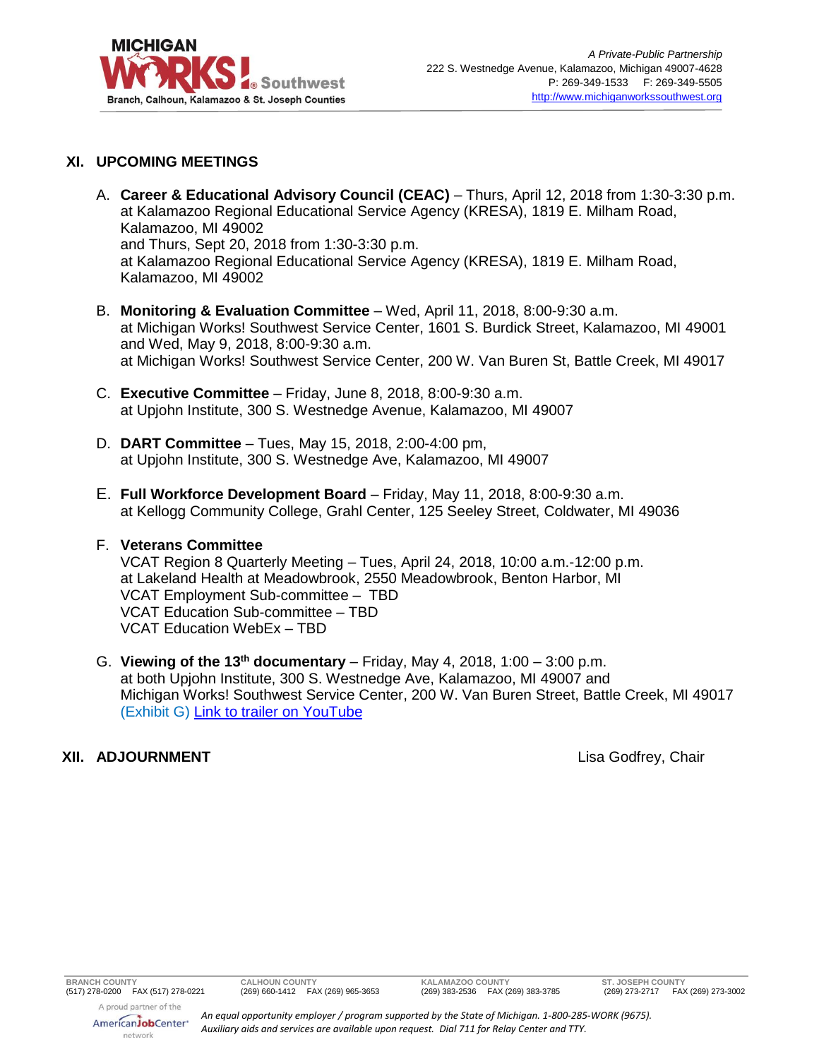## XI. UPCOMING MEETINGS

A. **Career & Educational Advisory Council (CEAC)** – Thurs, April 12, 2018 from 1:30-3:30 p.m. at Kalamazoo Regional Educational Service Agency (KRESA), 1819 E. Milham Road, Kalamazoo, MI 49002
and Thurs, Sept 20, 2018 from 1:30-3:30 p.m.
at Kalamazoo Regional Educational Service Agency (KRESA), 1819 E. Milham Road, Kalamazoo, MI 49002

B. **Monitoring & Evaluation Committee** – Wed, April 11, 2018, 8:00-9:30 a.m.
at Michigan Works! Southwest Service Center, 1601 S. Burdick Street, Kalamazoo, MI 49001
and Wed, May 9, 2018, 8:00-9:30 a.m.
at Michigan Works! Southwest Service Center, 200 W. Van Buren St, Battle Creek, MI 49017

C. **Executive Committee** – Friday, June 8, 2018, 8:00-9:30 a.m.
at Upjohn Institute, 300 S. Westnedge Avenue, Kalamazoo, MI 49007

D. **DART Committee** – Tues, May 15, 2018, 2:00-4:00 pm,
at Upjohn Institute, 300 S. Westnedge Ave, Kalamazoo, MI 49007

E. **Full Workforce Development Board** – Friday, May 11, 2018, 8:00-9:30 a.m.
at Kellogg Community College, Grahl Center, 125 Seeley Street, Coldwater, MI 49036

F. **Veterans Committee**
VCAT Region 8 Quarterly Meeting – Tues, April 24, 2018, 10:00 a.m.-12:00 p.m.
at Lakeland Health at Meadowbrook, 2550 Meadowbrook, Benton Harbor, MI
VCAT Employment Sub-committee – TBD
VCAT Education Sub-committee – TBD
VCAT Education WebEx – TBD

G. **Viewing of the 13th documentary** – Friday, May 4, 2018, 1:00 – 3:00 p.m.
at both Upjohn Institute, 300 S. Westnedge Ave, Kalamazoo, MI 49007 and
Michigan Works! Southwest Service Center, 200 W. Van Buren Street, Battle Creek, MI 49017
(Exhibit G) Link to trailer on YouTube

## XII. ADJOURNMENT

Lisa Godfrey, Chair